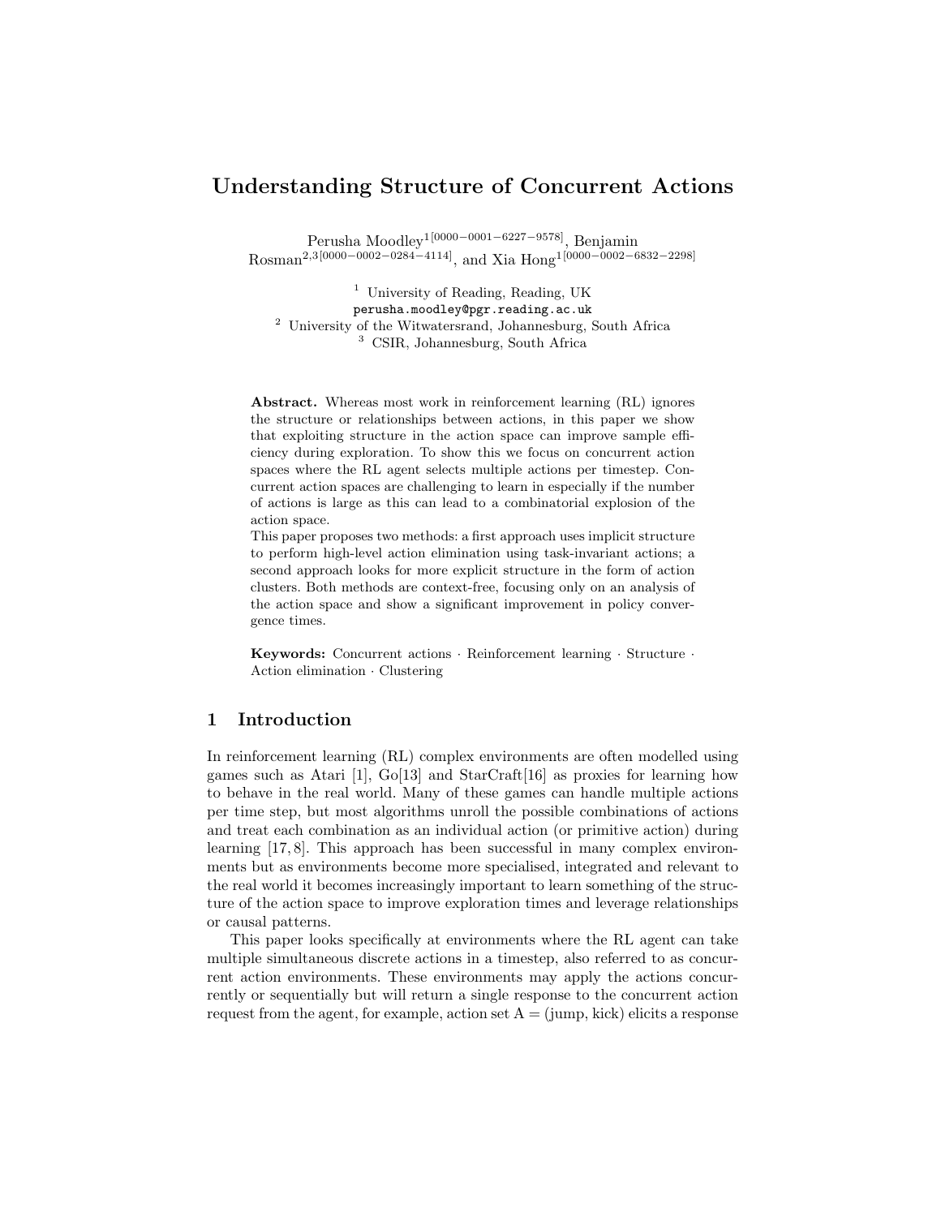# Understanding Structure of Concurrent Actions

Perusha Moodley[1[0000-0001-6227-9578]], Benjamin Rosman[2,3[0000-0002-0284-4114]], and Xia Hong[1[0000-0002-6832-2298]]

[1] University of Reading, Reading, UK
perusha.moodley@pgr.reading.ac.uk
[2] University of the Witwatersrand, Johannesburg, South Africa
[3] CSIR, Johannesburg, South Africa

**Abstract.** Whereas most work in reinforcement learning (RL) ignores the structure or relationships between actions, in this paper we show that exploiting structure in the action space can improve sample efficiency during exploration. To show this we focus on concurrent action spaces where the RL agent selects multiple actions per timestep. Concurrent action spaces are challenging to learn in especially if the number of actions is large as this can lead to a combinatorial explosion of the action space.

This paper proposes two methods: a first approach uses implicit structure to perform high-level action elimination using task-invariant actions; a second approach looks for more explicit structure in the form of action clusters. Both methods are context-free, focusing only on an analysis of the action space and show a significant improvement in policy convergence times.

**Keywords:** Concurrent actions · Reinforcement learning · Structure · Action elimination · Clustering

## 1 Introduction

In reinforcement learning (RL) complex environments are often modelled using games such as Atari [1], Go[13] and StarCraft[16] as proxies for learning how to behave in the real world. Many of these games can handle multiple actions per time step, but most algorithms unroll the possible combinations of actions and treat each combination as an individual action (or primitive action) during learning [17, 8]. This approach has been successful in many complex environments but as environments become more specialised, integrated and relevant to the real world it becomes increasingly important to learn something of the structure of the action space to improve exploration times and leverage relationships or causal patterns.

This paper looks specifically at environments where the RL agent can take multiple simultaneous discrete actions in a timestep, also referred to as concurrent action environments. These environments may apply the actions concurrently or sequentially but will return a single response to the concurrent action request from the agent, for example, action set A = (jump, kick) elicits a response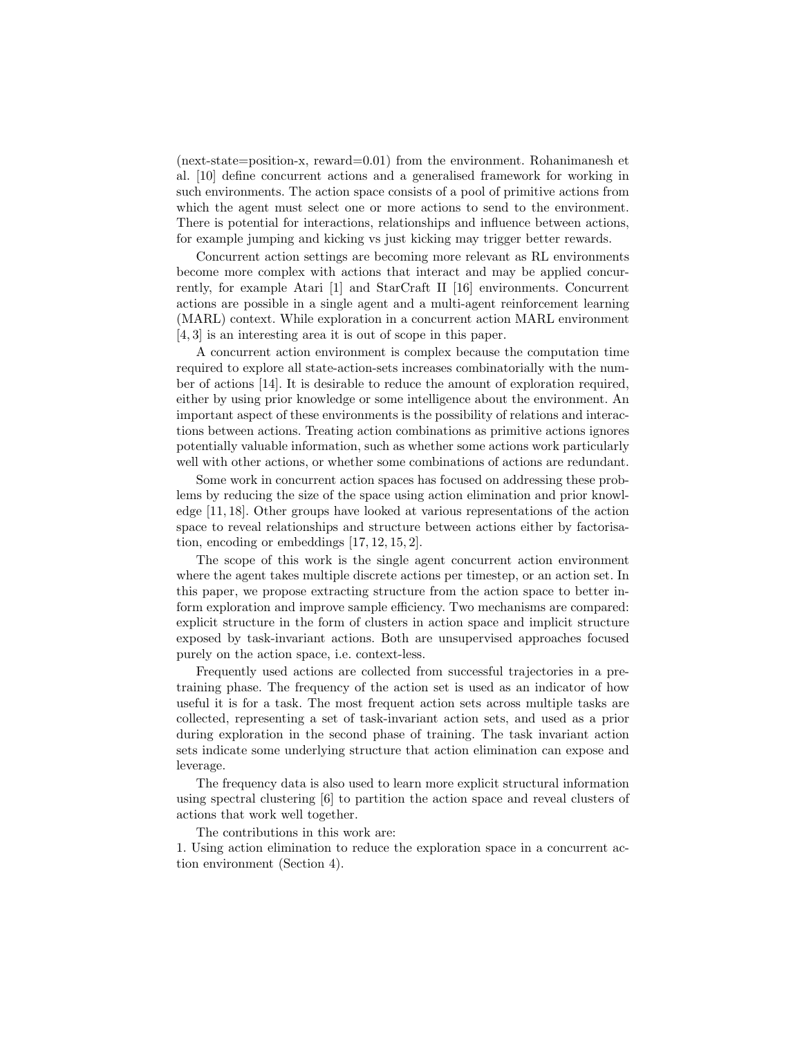(next-state=position-x, reward=0.01) from the environment. Rohanimanesh et al. [10] define concurrent actions and a generalised framework for working in such environments. The action space consists of a pool of primitive actions from which the agent must select one or more actions to send to the environment. There is potential for interactions, relationships and influence between actions, for example jumping and kicking vs just kicking may trigger better rewards.

Concurrent action settings are becoming more relevant as RL environments become more complex with actions that interact and may be applied concurrently, for example Atari [1] and StarCraft II [16] environments. Concurrent actions are possible in a single agent and a multi-agent reinforcement learning (MARL) context. While exploration in a concurrent action MARL environment [4, 3] is an interesting area it is out of scope in this paper.

A concurrent action environment is complex because the computation time required to explore all state-action-sets increases combinatorially with the number of actions [14]. It is desirable to reduce the amount of exploration required, either by using prior knowledge or some intelligence about the environment. An important aspect of these environments is the possibility of relations and interactions between actions. Treating action combinations as primitive actions ignores potentially valuable information, such as whether some actions work particularly well with other actions, or whether some combinations of actions are redundant.

Some work in concurrent action spaces has focused on addressing these problems by reducing the size of the space using action elimination and prior knowledge [11, 18]. Other groups have looked at various representations of the action space to reveal relationships and structure between actions either by factorisation, encoding or embeddings [17, 12, 15, 2].

The scope of this work is the single agent concurrent action environment where the agent takes multiple discrete actions per timestep, or an action set. In this paper, we propose extracting structure from the action space to better inform exploration and improve sample efficiency. Two mechanisms are compared: explicit structure in the form of clusters in action space and implicit structure exposed by task-invariant actions. Both are unsupervised approaches focused purely on the action space, i.e. context-less.

Frequently used actions are collected from successful trajectories in a pre-training phase. The frequency of the action set is used as an indicator of how useful it is for a task. The most frequent action sets across multiple tasks are collected, representing a set of task-invariant action sets, and used as a prior during exploration in the second phase of training. The task invariant action sets indicate some underlying structure that action elimination can expose and leverage.

The frequency data is also used to learn more explicit structural information using spectral clustering [6] to partition the action space and reveal clusters of actions that work well together.

The contributions in this work are:

1. Using action elimination to reduce the exploration space in a concurrent action environment (Section 4).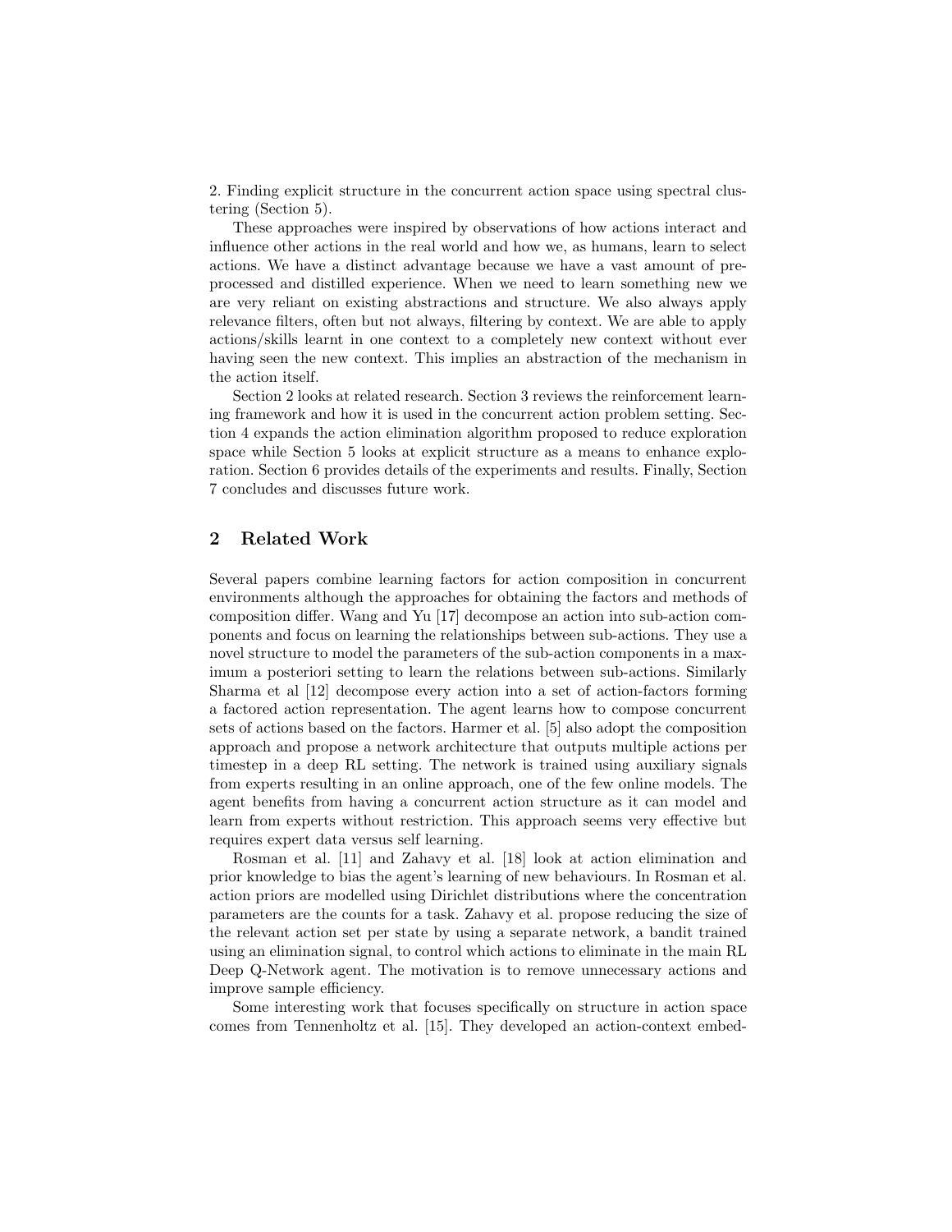2. Finding explicit structure in the concurrent action space using spectral clustering (Section 5).

These approaches were inspired by observations of how actions interact and influence other actions in the real world and how we, as humans, learn to select actions. We have a distinct advantage because we have a vast amount of preprocessed and distilled experience. When we need to learn something new we are very reliant on existing abstractions and structure. We also always apply relevance filters, often but not always, filtering by context. We are able to apply actions/skills learnt in one context to a completely new context without ever having seen the new context. This implies an abstraction of the mechanism in the action itself.

Section 2 looks at related research. Section 3 reviews the reinforcement learning framework and how it is used in the concurrent action problem setting. Section 4 expands the action elimination algorithm proposed to reduce exploration space while Section 5 looks at explicit structure as a means to enhance exploration. Section 6 provides details of the experiments and results. Finally, Section 7 concludes and discusses future work.

## 2 Related Work

Several papers combine learning factors for action composition in concurrent environments although the approaches for obtaining the factors and methods of composition differ. Wang and Yu [17] decompose an action into sub-action components and focus on learning the relationships between sub-actions. They use a novel structure to model the parameters of the sub-action components in a maximum a posteriori setting to learn the relations between sub-actions. Similarly Sharma et al [12] decompose every action into a set of action-factors forming a factored action representation. The agent learns how to compose concurrent sets of actions based on the factors. Harmer et al. [5] also adopt the composition approach and propose a network architecture that outputs multiple actions per timestep in a deep RL setting. The network is trained using auxiliary signals from experts resulting in an online approach, one of the few online models. The agent benefits from having a concurrent action structure as it can model and learn from experts without restriction. This approach seems very effective but requires expert data versus self learning.

Rosman et al. [11] and Zahavy et al. [18] look at action elimination and prior knowledge to bias the agent's learning of new behaviours. In Rosman et al. action priors are modelled using Dirichlet distributions where the concentration parameters are the counts for a task. Zahavy et al. propose reducing the size of the relevant action set per state by using a separate network, a bandit trained using an elimination signal, to control which actions to eliminate in the main RL Deep Q-Network agent. The motivation is to remove unnecessary actions and improve sample efficiency.

Some interesting work that focuses specifically on structure in action space comes from Tennenholtz et al. [15]. They developed an action-context embed-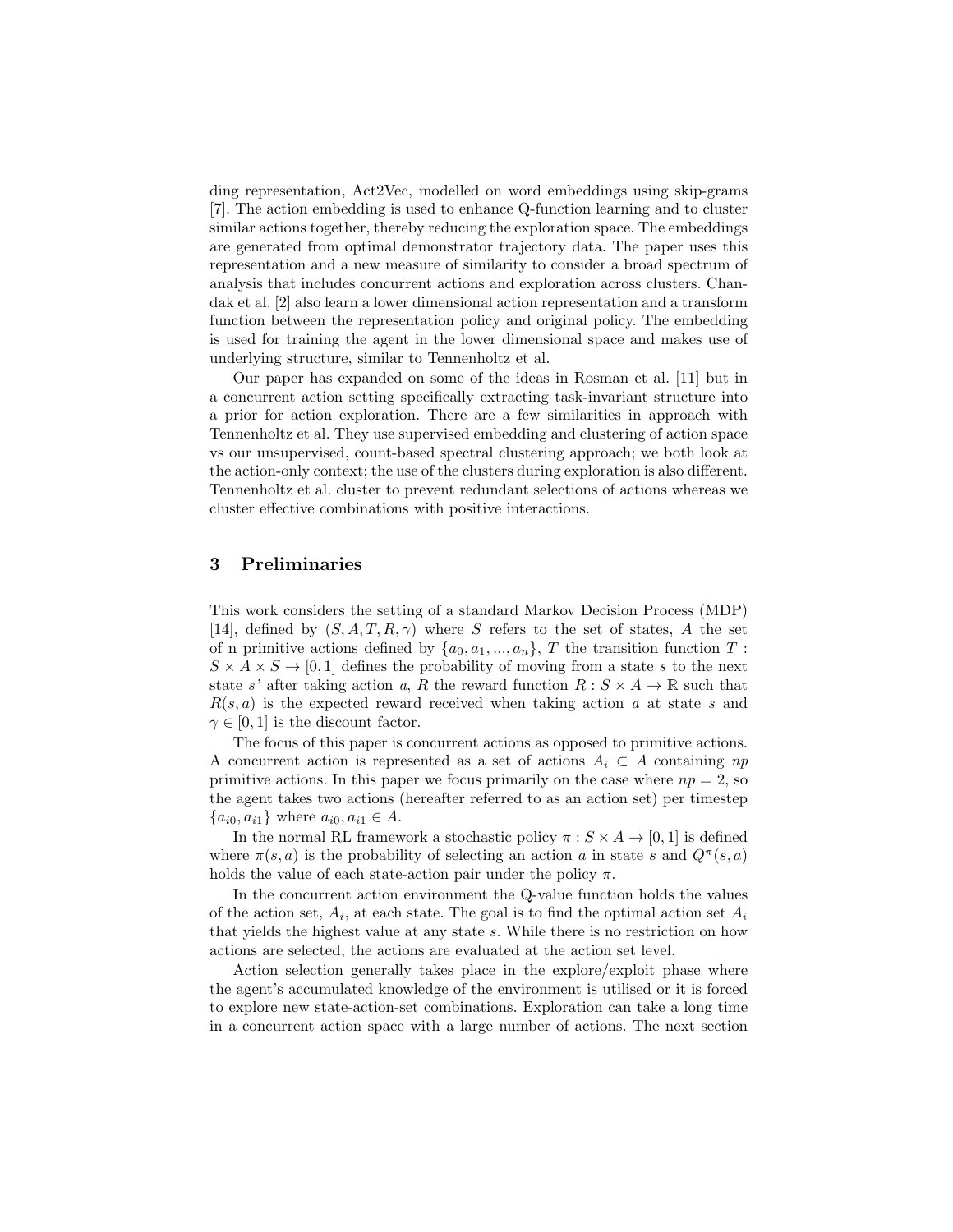ding representation, Act2Vec, modelled on word embeddings using skip-grams [7]. The action embedding is used to enhance Q-function learning and to cluster similar actions together, thereby reducing the exploration space. The embeddings are generated from optimal demonstrator trajectory data. The paper uses this representation and a new measure of similarity to consider a broad spectrum of analysis that includes concurrent actions and exploration across clusters. Chandak et al. [2] also learn a lower dimensional action representation and a transform function between the representation policy and original policy. The embedding is used for training the agent in the lower dimensional space and makes use of underlying structure, similar to Tennenholtz et al.

Our paper has expanded on some of the ideas in Rosman et al. [11] but in a concurrent action setting specifically extracting task-invariant structure into a prior for action exploration. There are a few similarities in approach with Tennenholtz et al. They use supervised embedding and clustering of action space vs our unsupervised, count-based spectral clustering approach; we both look at the action-only context; the use of the clusters during exploration is also different. Tennenholtz et al. cluster to prevent redundant selections of actions whereas we cluster effective combinations with positive interactions.

## 3 Preliminaries

This work considers the setting of a standard Markov Decision Process (MDP) [14], defined by $(S, A, T, R, \gamma)$ where $S$ refers to the set of states, $A$ the set of n primitive actions defined by $\{a_0, a_1, ..., a_n\}$, $T$ the transition function $T : S \times A \times S \rightarrow [0, 1]$ defines the probability of moving from a state $s$ to the next state $s$' after taking action $a$, $R$ the reward function $R : S \times A \rightarrow \mathbb{R}$ such that $R(s, a)$ is the expected reward received when taking action $a$ at state $s$ and $\gamma \in [0, 1]$ is the discount factor.

The focus of this paper is concurrent actions as opposed to primitive actions. A concurrent action is represented as a set of actions $A_i \subset A$ containing $np$ primitive actions. In this paper we focus primarily on the case where $np = 2$, so the agent takes two actions (hereafter referred to as an action set) per timestep $\{a_{i0}, a_{i1}\}$ where $a_{i0}, a_{i1} \in A$.

In the normal RL framework a stochastic policy $\pi : S \times A \rightarrow [0, 1]$ is defined where $\pi(s, a)$ is the probability of selecting an action $a$ in state $s$ and $Q^{\pi}(s, a)$ holds the value of each state-action pair under the policy $\pi$.

In the concurrent action environment the Q-value function holds the values of the action set, $A_i$, at each state. The goal is to find the optimal action set $A_i$ that yields the highest value at any state $s$. While there is no restriction on how actions are selected, the actions are evaluated at the action set level.

Action selection generally takes place in the explore/exploit phase where the agent's accumulated knowledge of the environment is utilised or it is forced to explore new state-action-set combinations. Exploration can take a long time in a concurrent action space with a large number of actions. The next section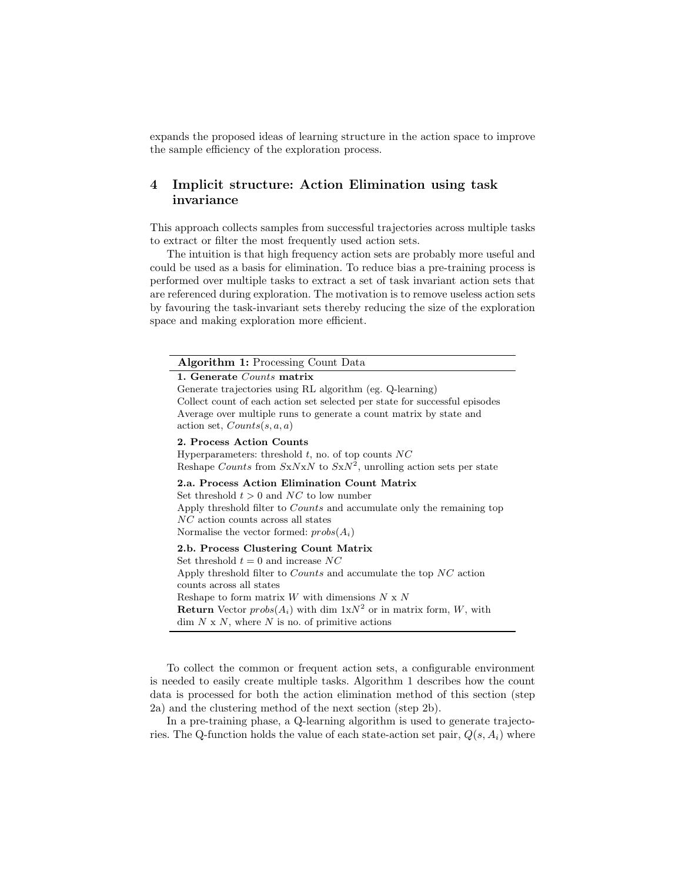expands the proposed ideas of learning structure in the action space to improve the sample efficiency of the exploration process.

## 4 Implicit structure: Action Elimination using task invariance

This approach collects samples from successful trajectories across multiple tasks to extract or filter the most frequently used action sets.

The intuition is that high frequency action sets are probably more useful and could be used as a basis for elimination. To reduce bias a pre-training process is performed over multiple tasks to extract a set of task invariant action sets that are referenced during exploration. The motivation is to remove useless action sets by favouring the task-invariant sets thereby reducing the size of the exploration space and making exploration more efficient.

---

**Algorithm 1:** Processing Count Data

---

**1. Generate *Counts* matrix**

Generate trajectories using RL algorithm (eg. Q-learning)
Collect count of each action set selected per state for successful episodes
Average over multiple runs to generate a count matrix by state and action set, $Counts(s, a, a)$

**2. Process Action Counts**

Hyperparameters: threshold $t$, no. of top counts $NC$
Reshape $Counts$ from $S$x$N$x$N$ to $S$x$N^2$, unrolling action sets per state

**2.a. Process Action Elimination Count Matrix**

Set threshold $t > 0$ and $NC$ to low number
Apply threshold filter to $Counts$ and accumulate only the remaining top $NC$ action counts across all states
Normalise the vector formed: $probs(A_i)$

**2.b. Process Clustering Count Matrix**

Set threshold $t = 0$ and increase $NC$
Apply threshold filter to $Counts$ and accumulate the top $NC$ action counts across all states
Reshape to form matrix $W$ with dimensions $N$ x $N$
**Return** Vector $probs(A_i)$ with dim 1x$N^2$ or in matrix form, $W$, with dim $N$ x $N$, where $N$ is no. of primitive actions

---

To collect the common or frequent action sets, a configurable environment is needed to easily create multiple tasks. Algorithm 1 describes how the count data is processed for both the action elimination method of this section (step 2a) and the clustering method of the next section (step 2b).

In a pre-training phase, a Q-learning algorithm is used to generate trajectories. The Q-function holds the value of each state-action set pair, $Q(s, A_i)$ where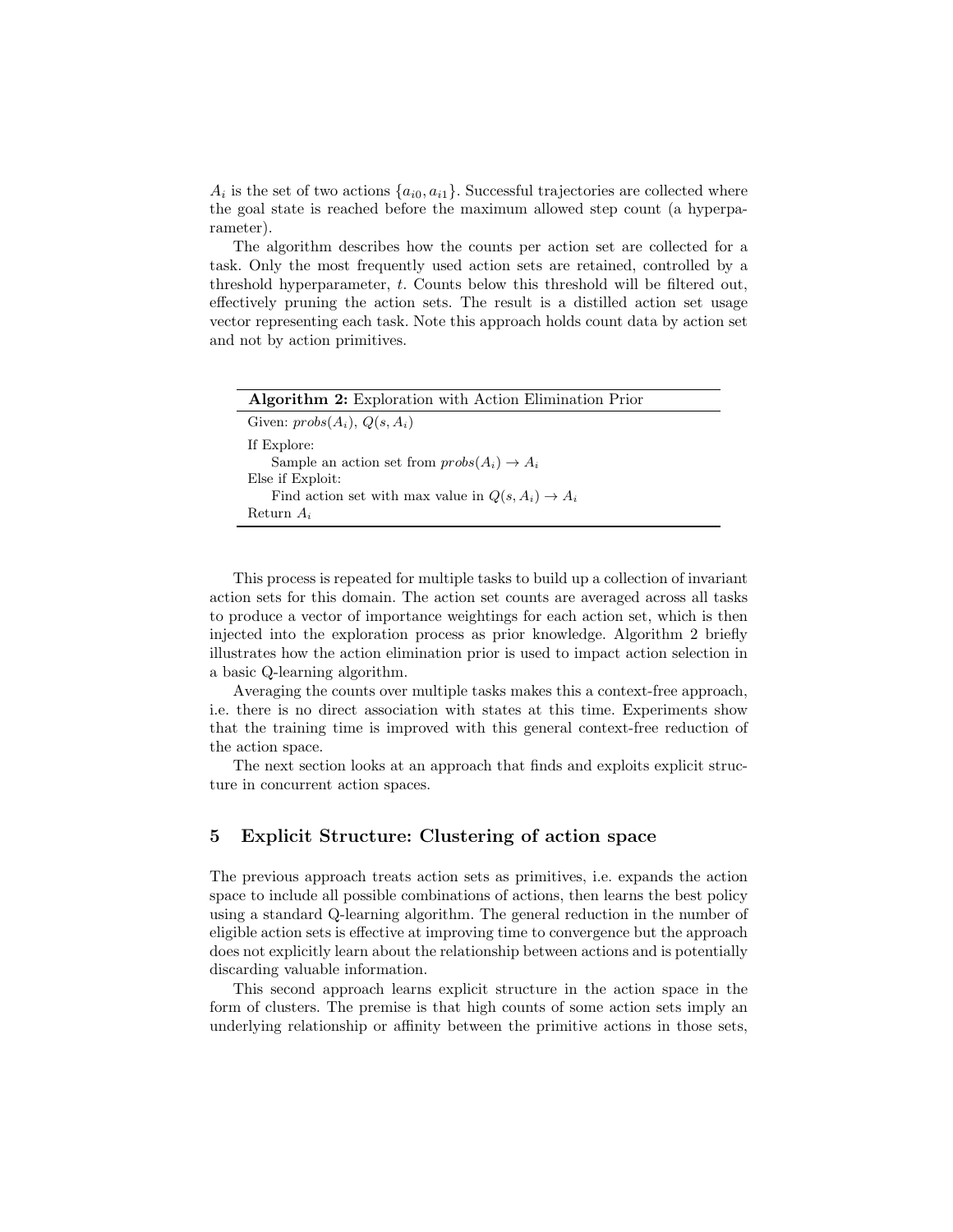$A_i$ is the set of two actions $\{a_{i0}, a_{i1}\}$. Successful trajectories are collected where the goal state is reached before the maximum allowed step count (a hyperparameter).

The algorithm describes how the counts per action set are collected for a task. Only the most frequently used action sets are retained, controlled by a threshold hyperparameter, $t$. Counts below this threshold will be filtered out, effectively pruning the action sets. The result is a distilled action set usage vector representing each task. Note this approach holds count data by action set and not by action primitives.

**Algorithm 2:** Exploration with Action Elimination Prior

```
Given: probs(A_i), Q(s, A_i)
If Explore:
    Sample an action set from probs(A_i) → A_i
Else if Exploit:
    Find action set with max value in Q(s, A_i) → A_i
Return A_i
```

This process is repeated for multiple tasks to build up a collection of invariant action sets for this domain. The action set counts are averaged across all tasks to produce a vector of importance weightings for each action set, which is then injected into the exploration process as prior knowledge. Algorithm 2 briefly illustrates how the action elimination prior is used to impact action selection in a basic Q-learning algorithm.

Averaging the counts over multiple tasks makes this a context-free approach, i.e. there is no direct association with states at this time. Experiments show that the training time is improved with this general context-free reduction of the action space.

The next section looks at an approach that finds and exploits explicit structure in concurrent action spaces.

## 5 Explicit Structure: Clustering of action space

The previous approach treats action sets as primitives, i.e. expands the action space to include all possible combinations of actions, then learns the best policy using a standard Q-learning algorithm. The general reduction in the number of eligible action sets is effective at improving time to convergence but the approach does not explicitly learn about the relationship between actions and is potentially discarding valuable information.

This second approach learns explicit structure in the action space in the form of clusters. The premise is that high counts of some action sets imply an underlying relationship or affinity between the primitive actions in those sets,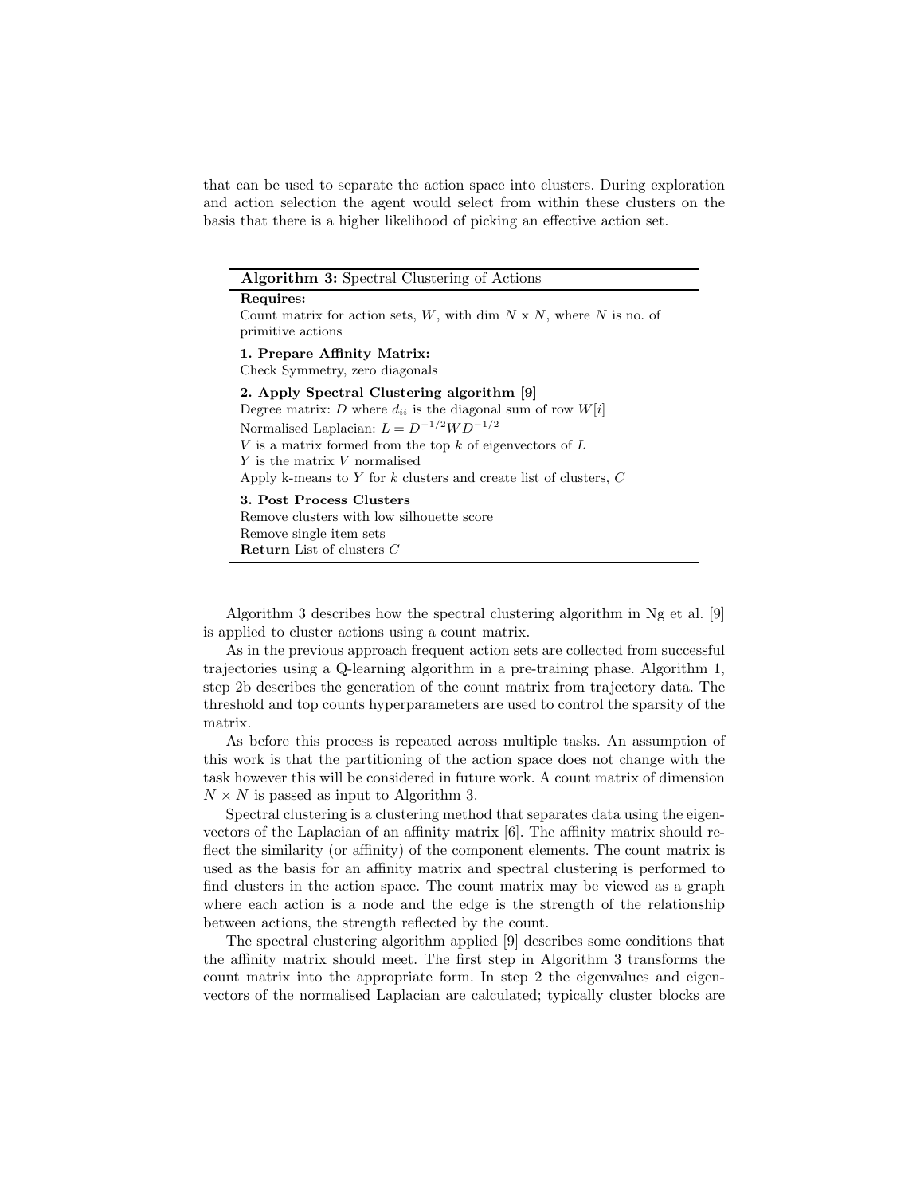that can be used to separate the action space into clusters. During exploration and action selection the agent would select from within these clusters on the basis that there is a higher likelihood of picking an effective action set.

---

**Algorithm 3:** Spectral Clustering of Actions

---

**Requires:**
Count matrix for action sets, $W$, with dim $N$ x $N$, where $N$ is no. of primitive actions

**1. Prepare Affinity Matrix:**
Check Symmetry, zero diagonals

**2. Apply Spectral Clustering algorithm [9]**
Degree matrix: $D$ where $d_{ii}$ is the diagonal sum of row $W[i]$
Normalised Laplacian: $L = D^{-1/2}WD^{-1/2}$
$V$ is a matrix formed from the top $k$ of eigenvectors of $L$
$Y$ is the matrix $V$ normalised
Apply k-means to $Y$ for $k$ clusters and create list of clusters, $C$

**3. Post Process Clusters**
Remove clusters with low silhouette score
Remove single item sets
**Return** List of clusters $C$

---

Algorithm 3 describes how the spectral clustering algorithm in Ng et al. [9] is applied to cluster actions using a count matrix.

As in the previous approach frequent action sets are collected from successful trajectories using a Q-learning algorithm in a pre-training phase. Algorithm 1, step 2b describes the generation of the count matrix from trajectory data. The threshold and top counts hyperparameters are used to control the sparsity of the matrix.

As before this process is repeated across multiple tasks. An assumption of this work is that the partitioning of the action space does not change with the task however this will be considered in future work. A count matrix of dimension $N \times N$ is passed as input to Algorithm 3.

Spectral clustering is a clustering method that separates data using the eigenvectors of the Laplacian of an affinity matrix [6]. The affinity matrix should reflect the similarity (or affinity) of the component elements. The count matrix is used as the basis for an affinity matrix and spectral clustering is performed to find clusters in the action space. The count matrix may be viewed as a graph where each action is a node and the edge is the strength of the relationship between actions, the strength reflected by the count.

The spectral clustering algorithm applied [9] describes some conditions that the affinity matrix should meet. The first step in Algorithm 3 transforms the count matrix into the appropriate form. In step 2 the eigenvalues and eigenvectors of the normalised Laplacian are calculated; typically cluster blocks are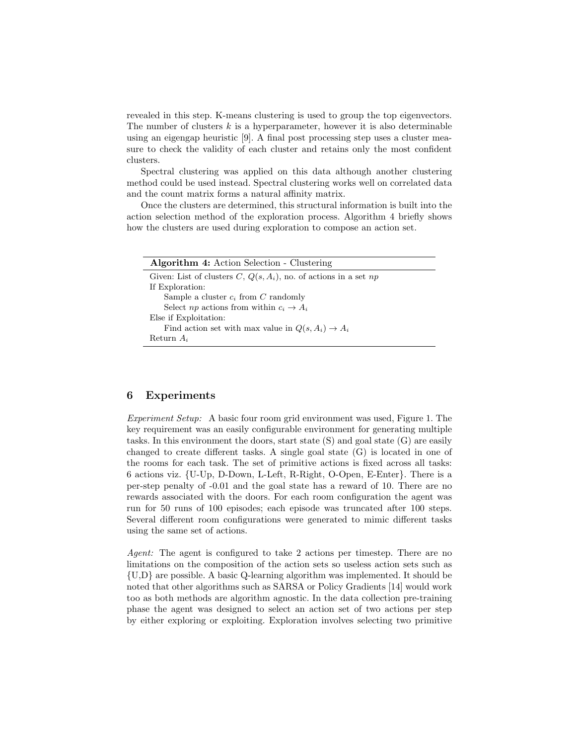revealed in this step. K-means clustering is used to group the top eigenvectors. The number of clusters $k$ is a hyperparameter, however it is also determinable using an eigengap heuristic [9]. A final post processing step uses a cluster measure to check the validity of each cluster and retains only the most confident clusters.

Spectral clustering was applied on this data although another clustering method could be used instead. Spectral clustering works well on correlated data and the count matrix forms a natural affinity matrix.

Once the clusters are determined, this structural information is built into the action selection method of the exploration process. Algorithm 4 briefly shows how the clusters are used during exploration to compose an action set.

**Algorithm 4:** Action Selection - Clustering

```
Given: List of clusters C, Q(s, A_i), no. of actions in a set np
If Exploration:
    Sample a cluster c_i from C randomly
    Select np actions from within c_i → A_i
Else if Exploitation:
    Find action set with max value in Q(s, A_i) → A_i
Return A_i
```

## 6 Experiments

*Experiment Setup:* A basic four room grid environment was used, Figure 1. The key requirement was an easily configurable environment for generating multiple tasks. In this environment the doors, start state (S) and goal state (G) are easily changed to create different tasks. A single goal state (G) is located in one of the rooms for each task. The set of primitive actions is fixed across all tasks: 6 actions viz. {U-Up, D-Down, L-Left, R-Right, O-Open, E-Enter}. There is a per-step penalty of -0.01 and the goal state has a reward of 10. There are no rewards associated with the doors. For each room configuration the agent was run for 50 runs of 100 episodes; each episode was truncated after 100 steps. Several different room configurations were generated to mimic different tasks using the same set of actions.

*Agent:* The agent is configured to take 2 actions per timestep. There are no limitations on the composition of the action sets so useless action sets such as {U,D} are possible. A basic Q-learning algorithm was implemented. It should be noted that other algorithms such as SARSA or Policy Gradients [14] would work too as both methods are algorithm agnostic. In the data collection pre-training phase the agent was designed to select an action set of two actions per step by either exploring or exploiting. Exploration involves selecting two primitive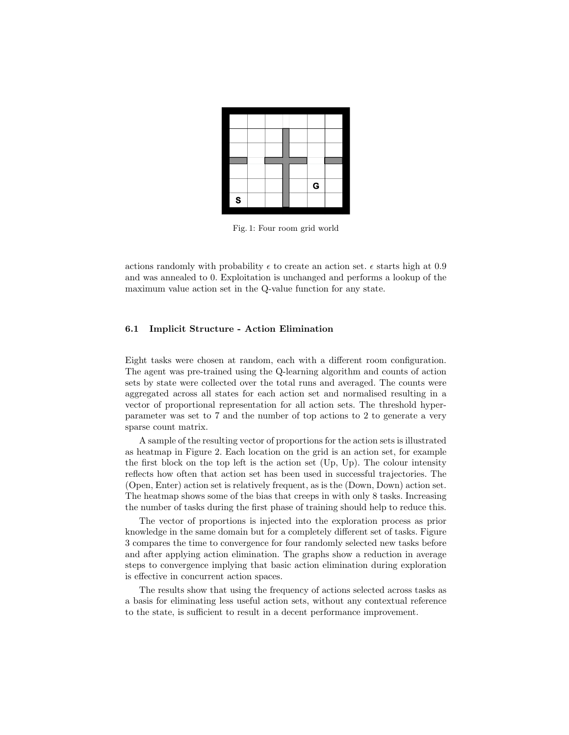Fig. 1: Four room grid world

actions randomly with probability $\epsilon$ to create an action set. $\epsilon$ starts high at 0.9 and was annealed to 0. Exploitation is unchanged and performs a lookup of the maximum value action set in the Q-value function for any state.

### 6.1 Implicit Structure - Action Elimination

Eight tasks were chosen at random, each with a different room configuration. The agent was pre-trained using the Q-learning algorithm and counts of action sets by state were collected over the total runs and averaged. The counts were aggregated across all states for each action set and normalised resulting in a vector of proportional representation for all action sets. The threshold hyperparameter was set to 7 and the number of top actions to 2 to generate a very sparse count matrix.

A sample of the resulting vector of proportions for the action sets is illustrated as heatmap in Figure 2. Each location on the grid is an action set, for example the first block on the top left is the action set (Up, Up). The colour intensity reflects how often that action set has been used in successful trajectories. The (Open, Enter) action set is relatively frequent, as is the (Down, Down) action set. The heatmap shows some of the bias that creeps in with only 8 tasks. Increasing the number of tasks during the first phase of training should help to reduce this.

The vector of proportions is injected into the exploration process as prior knowledge in the same domain but for a completely different set of tasks. Figure 3 compares the time to convergence for four randomly selected new tasks before and after applying action elimination. The graphs show a reduction in average steps to convergence implying that basic action elimination during exploration is effective in concurrent action spaces.

The results show that using the frequency of actions selected across tasks as a basis for eliminating less useful action sets, without any contextual reference to the state, is sufficient to result in a decent performance improvement.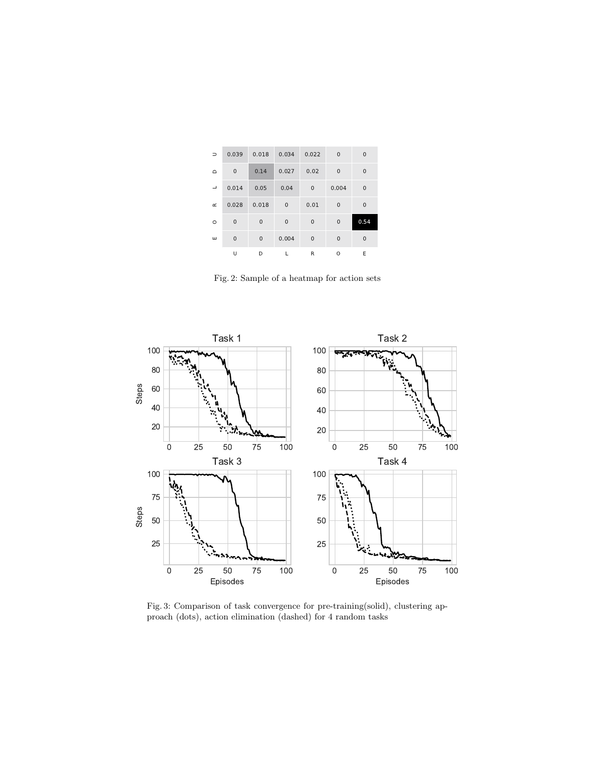|   | U | D | L | R | O | E |
|---|---|---|---|---|---|---|
| U | 0.039 | 0.018 | 0.034 | 0.022 | 0 | 0 |
| D | 0 | 0.14 | 0.027 | 0.02 | 0 | 0 |
| L | 0.014 | 0.05 | 0.04 | 0 | 0.004 | 0 |
| R | 0.028 | 0.018 | 0 | 0.01 | 0 | 0 |
| O | 0 | 0 | 0 | 0 | 0 | 0.54 |
| E | 0 | 0 | 0.004 | 0 | 0 | 0 |

Fig. 2: Sample of a heatmap for action sets

Fig. 3: Comparison of task convergence for pre-training(solid), clustering approach (dots), action elimination (dashed) for 4 random tasks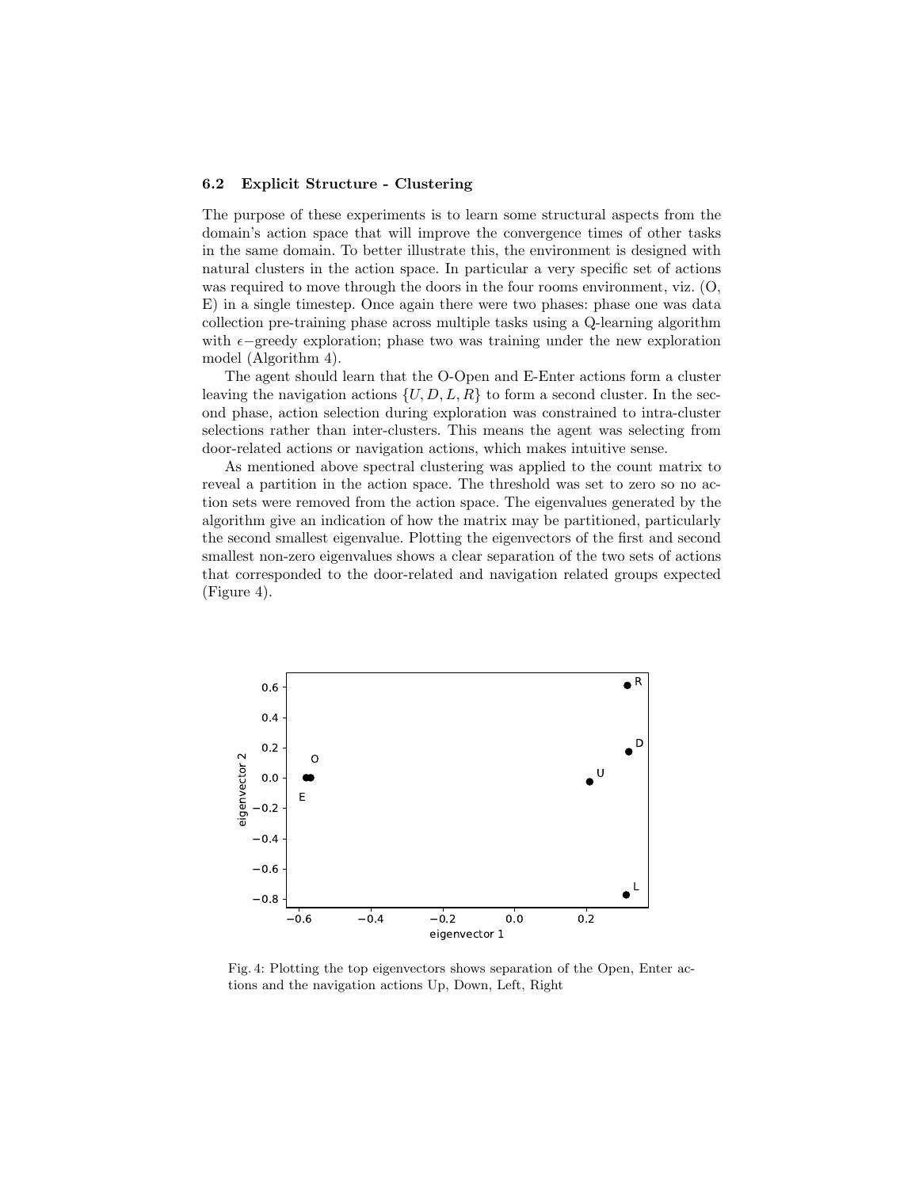### 6.2 Explicit Structure - Clustering

The purpose of these experiments is to learn some structural aspects from the domain's action space that will improve the convergence times of other tasks in the same domain. To better illustrate this, the environment is designed with natural clusters in the action space. In particular a very specific set of actions was required to move through the doors in the four rooms environment, viz. (O, E) in a single timestep. Once again there were two phases: phase one was data collection pre-training phase across multiple tasks using a Q-learning algorithm with $\epsilon-$greedy exploration; phase two was training under the new exploration model (Algorithm 4).

The agent should learn that the O-Open and E-Enter actions form a cluster leaving the navigation actions $\{U, D, L, R\}$ to form a second cluster. In the second phase, action selection during exploration was constrained to intra-cluster selections rather than inter-clusters. This means the agent was selecting from door-related actions or navigation actions, which makes intuitive sense.

As mentioned above spectral clustering was applied to the count matrix to reveal a partition in the action space. The threshold was set to zero so no action sets were removed from the action space. The eigenvalues generated by the algorithm give an indication of how the matrix may be partitioned, particularly the second smallest eigenvalue. Plotting the eigenvectors of the first and second smallest non-zero eigenvalues shows a clear separation of the two sets of actions that corresponded to the door-related and navigation related groups expected (Figure 4).

Fig. 4: Plotting the top eigenvectors shows separation of the Open, Enter actions and the navigation actions Up, Down, Left, Right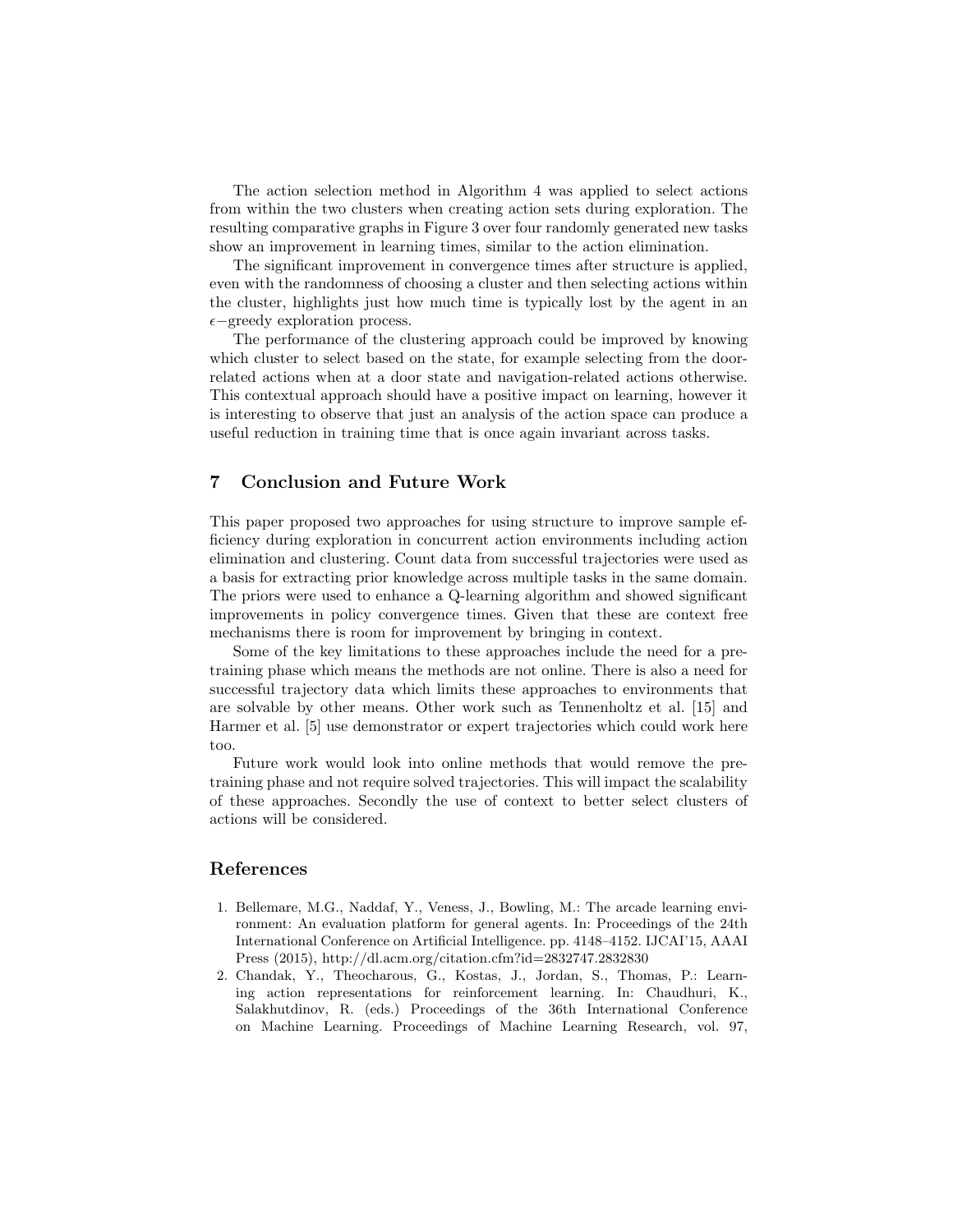The action selection method in Algorithm 4 was applied to select actions from within the two clusters when creating action sets during exploration. The resulting comparative graphs in Figure 3 over four randomly generated new tasks show an improvement in learning times, similar to the action elimination.

The significant improvement in convergence times after structure is applied, even with the randomness of choosing a cluster and then selecting actions within the cluster, highlights just how much time is typically lost by the agent in an $\epsilon-$greedy exploration process.

The performance of the clustering approach could be improved by knowing which cluster to select based on the state, for example selecting from the door-related actions when at a door state and navigation-related actions otherwise. This contextual approach should have a positive impact on learning, however it is interesting to observe that just an analysis of the action space can produce a useful reduction in training time that is once again invariant across tasks.

## 7 Conclusion and Future Work

This paper proposed two approaches for using structure to improve sample efficiency during exploration in concurrent action environments including action elimination and clustering. Count data from successful trajectories were used as a basis for extracting prior knowledge across multiple tasks in the same domain. The priors were used to enhance a Q-learning algorithm and showed significant improvements in policy convergence times. Given that these are context free mechanisms there is room for improvement by bringing in context.

Some of the key limitations to these approaches include the need for a pre-training phase which means the methods are not online. There is also a need for successful trajectory data which limits these approaches to environments that are solvable by other means. Other work such as Tennenholtz et al. [15] and Harmer et al. [5] use demonstrator or expert trajectories which could work here too.

Future work would look into online methods that would remove the pre-training phase and not require solved trajectories. This will impact the scalability of these approaches. Secondly the use of context to better select clusters of actions will be considered.

## References

1. Bellemare, M.G., Naddaf, Y., Veness, J., Bowling, M.: The arcade learning environment: An evaluation platform for general agents. In: Proceedings of the 24th International Conference on Artificial Intelligence. pp. 4148–4152. IJCAI'15, AAAI Press (2015), http://dl.acm.org/citation.cfm?id=2832747.2832830
2. Chandak, Y., Theocharous, G., Kostas, J., Jordan, S., Thomas, P.: Learning action representations for reinforcement learning. In: Chaudhuri, K., Salakhutdinov, R. (eds.) Proceedings of the 36th International Conference on Machine Learning. Proceedings of Machine Learning Research, vol. 97,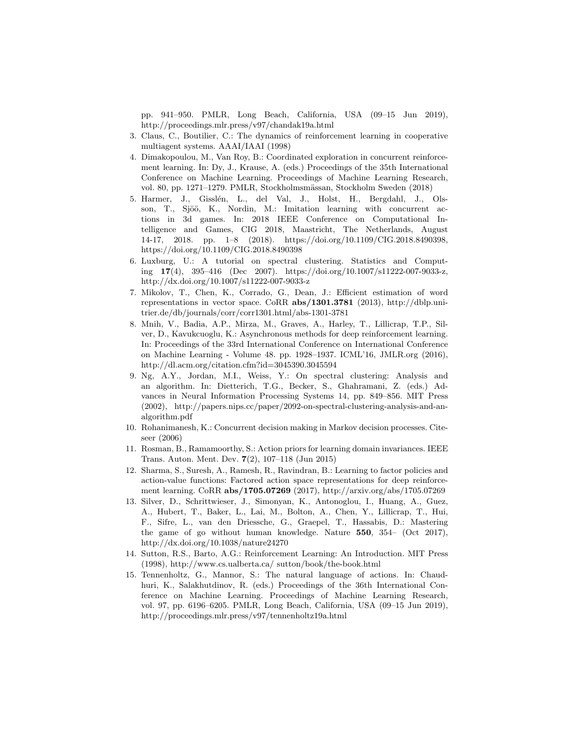pp. 941–950. PMLR, Long Beach, California, USA (09–15 Jun 2019), http://proceedings.mlr.press/v97/chandak19a.html

3. Claus, C., Boutilier, C.: The dynamics of reinforcement learning in cooperative multiagent systems. AAAI/IAAI (1998)
4. Dimakopoulou, M., Van Roy, B.: Coordinated exploration in concurrent reinforcement learning. In: Dy, J., Krause, A. (eds.) Proceedings of the 35th International Conference on Machine Learning. Proceedings of Machine Learning Research, vol. 80, pp. 1271–1279. PMLR, Stockholmsmässan, Stockholm Sweden (2018)
5. Harmer, J., Gisslén, L., del Val, J., Holst, H., Bergdahl, J., Olsson, T., Sjöö, K., Nordin, M.: Imitation learning with concurrent actions in 3d games. In: 2018 IEEE Conference on Computational Intelligence and Games, CIG 2018, Maastricht, The Netherlands, August 14-17, 2018. pp. 1–8 (2018). https://doi.org/10.1109/CIG.2018.8490398, https://doi.org/10.1109/CIG.2018.8490398
6. Luxburg, U.: A tutorial on spectral clustering. Statistics and Computing **17**(4), 395–416 (Dec 2007). https://doi.org/10.1007/s11222-007-9033-z, http://dx.doi.org/10.1007/s11222-007-9033-z
7. Mikolov, T., Chen, K., Corrado, G., Dean, J.: Efficient estimation of word representations in vector space. CoRR **abs/1301.3781** (2013), http://dblp.uni-trier.de/db/journals/corr/corr1301.html/abs-1301-3781
8. Mnih, V., Badia, A.P., Mirza, M., Graves, A., Harley, T., Lillicrap, T.P., Silver, D., Kavukcuoglu, K.: Asynchronous methods for deep reinforcement learning. In: Proceedings of the 33rd International Conference on International Conference on Machine Learning - Volume 48. pp. 1928–1937. ICML'16, JMLR.org (2016), http://dl.acm.org/citation.cfm?id=3045390.3045594
9. Ng, A.Y., Jordan, M.I., Weiss, Y.: On spectral clustering: Analysis and an algorithm. In: Dietterich, T.G., Becker, S., Ghahramani, Z. (eds.) Advances in Neural Information Processing Systems 14, pp. 849–856. MIT Press (2002), http://papers.nips.cc/paper/2092-on-spectral-clustering-analysis-and-an-algorithm.pdf
10. Rohanimanesh, K.: Concurrent decision making in Markov decision processes. Citeseer (2006)
11. Rosman, B., Ramamoorthy, S.: Action priors for learning domain invariances. IEEE Trans. Auton. Ment. Dev. **7**(2), 107–118 (Jun 2015)
12. Sharma, S., Suresh, A., Ramesh, R., Ravindran, B.: Learning to factor policies and action-value functions: Factored action space representations for deep reinforcement learning. CoRR **abs/1705.07269** (2017), http://arxiv.org/abs/1705.07269
13. Silver, D., Schrittwieser, J., Simonyan, K., Antonoglou, I., Huang, A., Guez, A., Hubert, T., Baker, L., Lai, M., Bolton, A., Chen, Y., Lillicrap, T., Hui, F., Sifre, L., van den Driessche, G., Graepel, T., Hassabis, D.: Mastering the game of go without human knowledge. Nature **550**, 354– (Oct 2017), http://dx.doi.org/10.1038/nature24270
14. Sutton, R.S., Barto, A.G.: Reinforcement Learning: An Introduction. MIT Press (1998), http://www.cs.ualberta.ca/ sutton/book/the-book.html
15. Tennenholtz, G., Mannor, S.: The natural language of actions. In: Chaudhuri, K., Salakhutdinov, R. (eds.) Proceedings of the 36th International Conference on Machine Learning. Proceedings of Machine Learning Research, vol. 97, pp. 6196–6205. PMLR, Long Beach, California, USA (09–15 Jun 2019), http://proceedings.mlr.press/v97/tennenholtz19a.html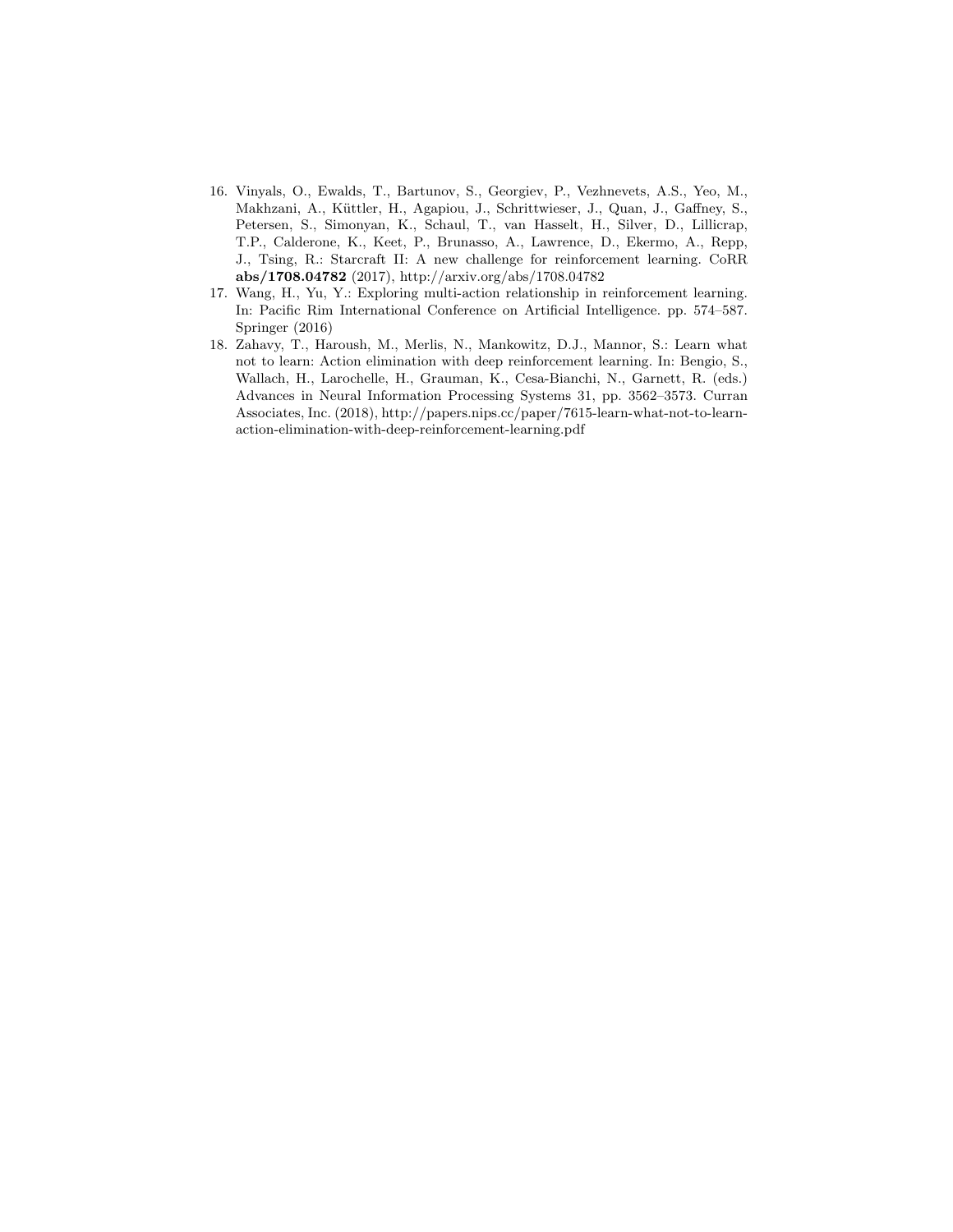16. Vinyals, O., Ewalds, T., Bartunov, S., Georgiev, P., Vezhnevets, A.S., Yeo, M., Makhzani, A., Küttler, H., Agapiou, J., Schrittwieser, J., Quan, J., Gaffney, S., Petersen, S., Simonyan, K., Schaul, T., van Hasselt, H., Silver, D., Lillicrap, T.P., Calderone, K., Keet, P., Brunasso, A., Lawrence, D., Ekermo, A., Repp, J., Tsing, R.: Starcraft II: A new challenge for reinforcement learning. CoRR **abs/1708.04782** (2017), http://arxiv.org/abs/1708.04782
17. Wang, H., Yu, Y.: Exploring multi-action relationship in reinforcement learning. In: Pacific Rim International Conference on Artificial Intelligence. pp. 574–587. Springer (2016)
18. Zahavy, T., Haroush, M., Merlis, N., Mankowitz, D.J., Mannor, S.: Learn what not to learn: Action elimination with deep reinforcement learning. In: Bengio, S., Wallach, H., Larochelle, H., Grauman, K., Cesa-Bianchi, N., Garnett, R. (eds.) Advances in Neural Information Processing Systems 31, pp. 3562–3573. Curran Associates, Inc. (2018), http://papers.nips.cc/paper/7615-learn-what-not-to-learn-action-elimination-with-deep-reinforcement-learning.pdf